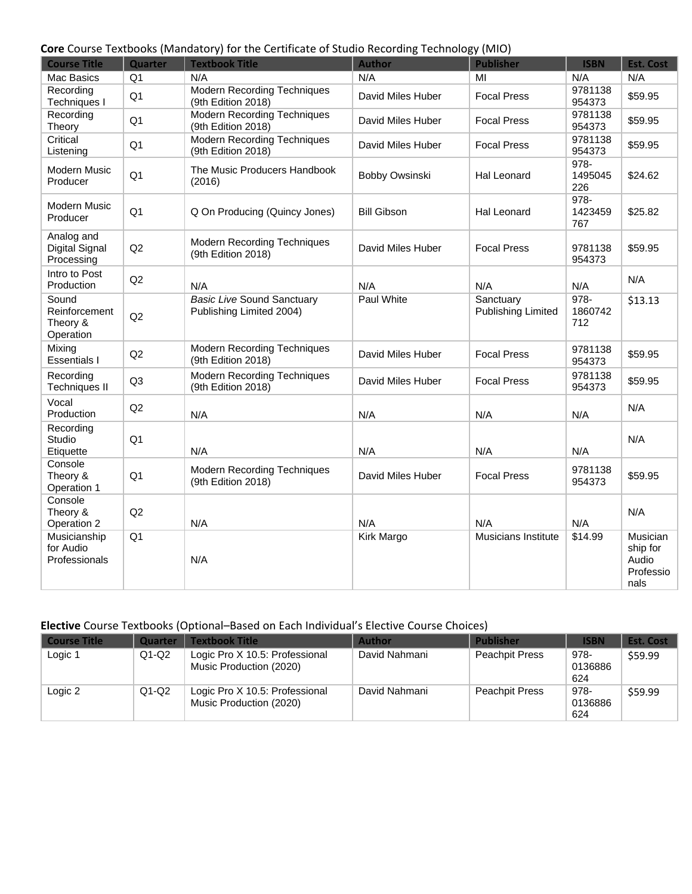**Core** Course Textbooks (Mandatory) for the Certificate of Studio Recording Technology (MIO)

| Course Title | Quarter | Textbook Title | Author | Publisher | ISBN | Est. Cost |
|---|---|---|---|---|---|---|
| Mac Basics | Q1 | N/A | N/A | MI | N/A | N/A |
| Recording Techniques I | Q1 | Modern Recording Techniques (9th Edition 2018) | David Miles Huber | Focal Press | 9781138954373 | $59.95 |
| Recording Theory | Q1 | Modern Recording Techniques (9th Edition 2018) | David Miles Huber | Focal Press | 9781138954373 | $59.95 |
| Critical Listening | Q1 | Modern Recording Techniques (9th Edition 2018) | David Miles Huber | Focal Press | 9781138954373 | $59.95 |
| Modern Music Producer | Q1 | The Music Producers Handbook (2016) | Bobby Owsinski | Hal Leonard | 978-1495045226 | $24.62 |
| Modern Music Producer | Q1 | Q On Producing (Quincy Jones) | Bill Gibson | Hal Leonard | 978-1423459767 | $25.82 |
| Analog and Digital Signal Processing | Q2 | Modern Recording Techniques (9th Edition 2018) | David Miles Huber | Focal Press | 9781138954373 | $59.95 |
| Intro to Post Production | Q2 | N/A | N/A | N/A | N/A | N/A |
| Sound Reinforcement Theory & Operation | Q2 | *Basic Live* Sound Sanctuary Publishing Limited 2004) | Paul White | Sanctuary Publishing Limited | 978-1860742712 | $13.13 |
| Mixing Essentials I | Q2 | Modern Recording Techniques (9th Edition 2018) | David Miles Huber | Focal Press | 9781138954373 | $59.95 |
| Recording Techniques II | Q3 | Modern Recording Techniques (9th Edition 2018) | David Miles Huber | Focal Press | 9781138954373 | $59.95 |
| Vocal Production | Q2 | N/A | N/A | N/A | N/A | N/A |
| Recording Studio Etiquette | Q1 | N/A | N/A | N/A | N/A | N/A |
| Console Theory & Operation 1 | Q1 | Modern Recording Techniques (9th Edition 2018) | David Miles Huber | Focal Press | 9781138954373 | $59.95 |
| Console Theory & Operation 2 | Q2 | N/A | N/A | N/A | N/A | N/A |
| Musicianship for Audio Professionals | Q1 | N/A | Kirk Margo | Musicians Institute | $14.99 | Musicianship for Audio Professionals |

**Elective** Course Textbooks (Optional–Based on Each Individual's Elective Course Choices)

| Course Title | Quarter | Textbook Title | Author | Publisher | ISBN | Est. Cost |
|---|---|---|---|---|---|---|
| Logic 1 | Q1-Q2 | Logic Pro X 10.5: Professional Music Production (2020) | David Nahmani | Peachpit Press | 978-0136886624 | $59.99 |
| Logic 2 | Q1-Q2 | Logic Pro X 10.5: Professional Music Production (2020) | David Nahmani | Peachpit Press | 978-0136886624 | $59.99 |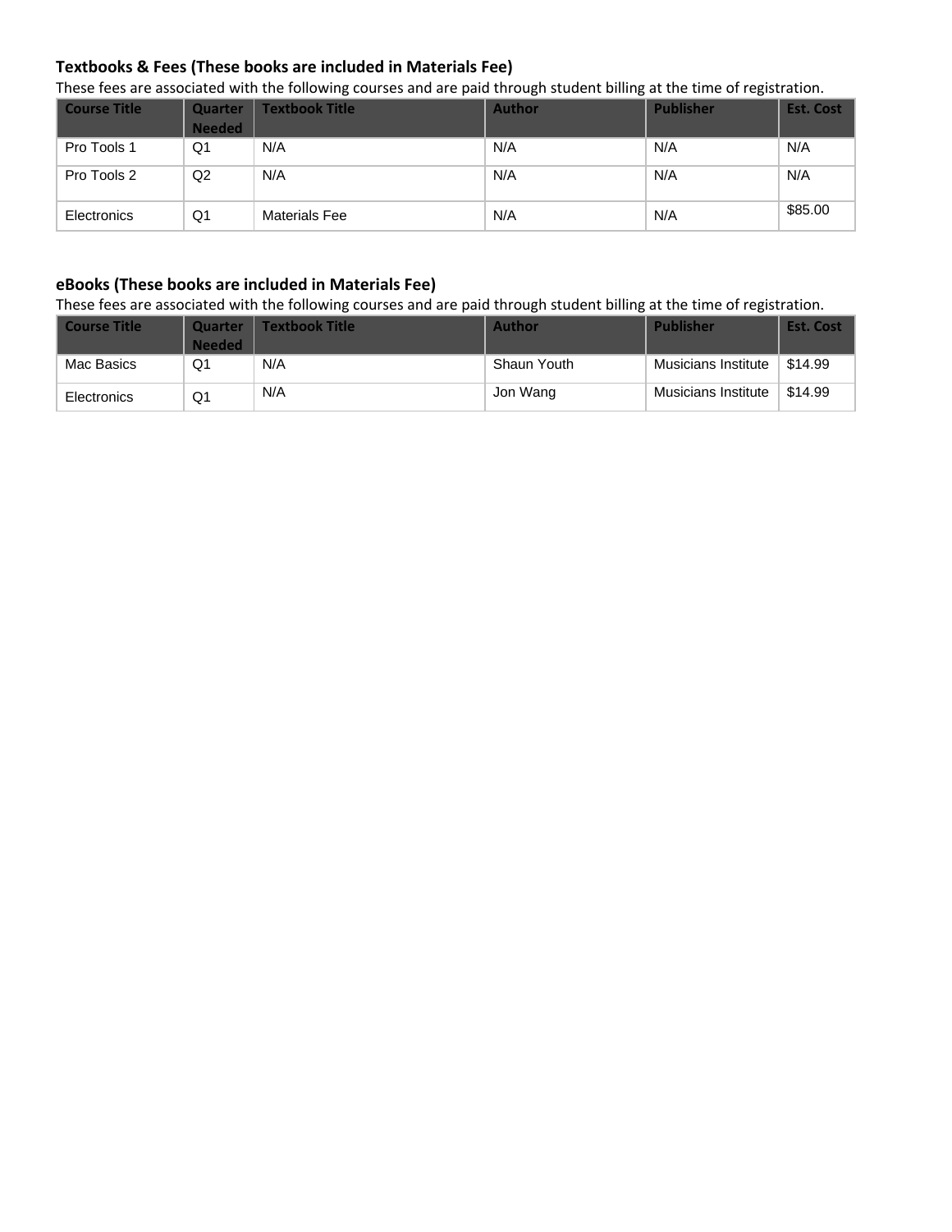**Textbooks & Fees (These books are included in Materials Fee)**

These fees are associated with the following courses and are paid through student billing at the time of registration.

| Course Title | Quarter Needed | Textbook Title | Author | Publisher | Est. Cost |
|---|---|---|---|---|---|
| Pro Tools 1 | Q1 | N/A | N/A | N/A | N/A |
| Pro Tools 2 | Q2 | N/A | N/A | N/A | N/A |
| Electronics | Q1 | Materials Fee | N/A | N/A | $85.00 |

**eBooks (These books are included in Materials Fee)**

These fees are associated with the following courses and are paid through student billing at the time of registration.

| Course Title | Quarter Needed | Textbook Title | Author | Publisher | Est. Cost |
|---|---|---|---|---|---|
| Mac Basics | Q1 | N/A | Shaun Youth | Musicians Institute | $14.99 |
| Electronics | Q1 | N/A | Jon Wang | Musicians Institute | $14.99 |